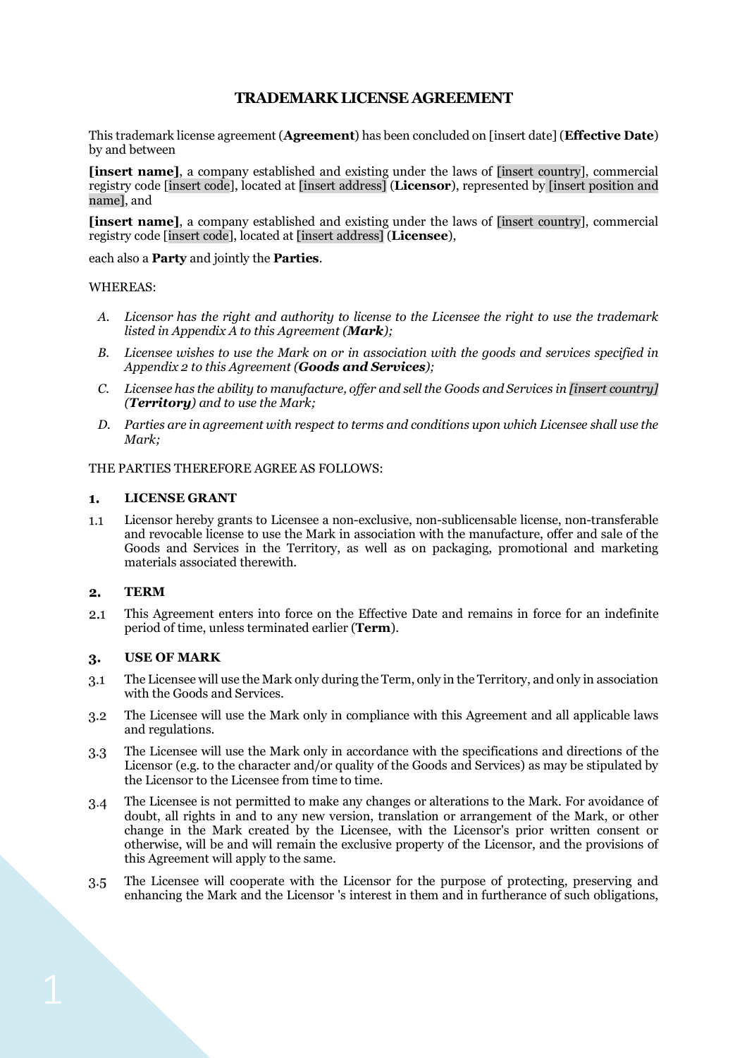# TRADEMARK LICENSE AGREEMENT

This trademark license agreement (**Agreement**) has been concluded on [insert date] (**Effective Date**) by and between

**[insert name]**, a company established and existing under the laws of [insert country], commercial registry code [insert code], located at [insert address] (**Licensor**), represented by [insert position and name], and

**[insert name]**, a company established and existing under the laws of [insert country], commercial registry code [insert code], located at [insert address] (**Licensee**),

each also a **Party** and jointly the **Parties**.

WHEREAS:

A. *Licensor has the right and authority to license to the Licensee the right to use the trademark listed in Appendix A to this Agreement (**Mark**);*

B. *Licensee wishes to use the Mark on or in association with the goods and services specified in Appendix 2 to this Agreement (**Goods and Services**);*

C. *Licensee has the ability to manufacture, offer and sell the Goods and Services in [insert country] (**Territory**) and to use the Mark;*

D. *Parties are in agreement with respect to terms and conditions upon which Licensee shall use the Mark;*

THE PARTIES THEREFORE AGREE AS FOLLOWS:

## 1. LICENSE GRANT

1.1 Licensor hereby grants to Licensee a non-exclusive, non-sublicensable license, non-transferable and revocable license to use the Mark in association with the manufacture, offer and sale of the Goods and Services in the Territory, as well as on packaging, promotional and marketing materials associated therewith.

## 2. TERM

2.1 This Agreement enters into force on the Effective Date and remains in force for an indefinite period of time, unless terminated earlier (**Term**).

## 3. USE OF MARK

3.1 The Licensee will use the Mark only during the Term, only in the Territory, and only in association with the Goods and Services.

3.2 The Licensee will use the Mark only in compliance with this Agreement and all applicable laws and regulations.

3.3 The Licensee will use the Mark only in accordance with the specifications and directions of the Licensor (e.g. to the character and/or quality of the Goods and Services) as may be stipulated by the Licensor to the Licensee from time to time.

3.4 The Licensee is not permitted to make any changes or alterations to the Mark. For avoidance of doubt, all rights in and to any new version, translation or arrangement of the Mark, or other change in the Mark created by the Licensee, with the Licensor's prior written consent or otherwise, will be and will remain the exclusive property of the Licensor, and the provisions of this Agreement will apply to the same.

3.5 The Licensee will cooperate with the Licensor for the purpose of protecting, preserving and enhancing the Mark and the Licensor 's interest in them and in furtherance of such obligations,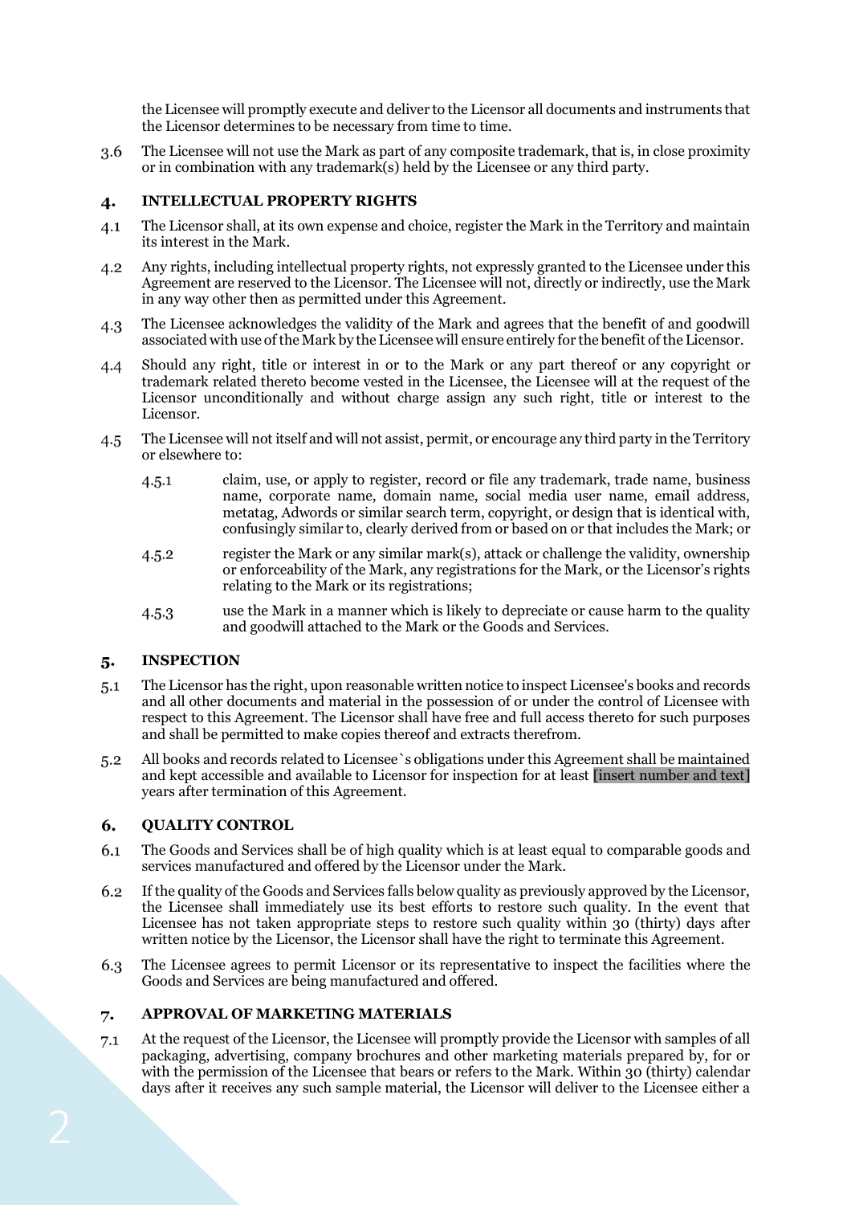the Licensee will promptly execute and deliver to the Licensor all documents and instruments that the Licensor determines to be necessary from time to time.

3.6 The Licensee will not use the Mark as part of any composite trademark, that is, in close proximity or in combination with any trademark(s) held by the Licensee or any third party.

## 4. INTELLECTUAL PROPERTY RIGHTS

4.1 The Licensor shall, at its own expense and choice, register the Mark in the Territory and maintain its interest in the Mark.

4.2 Any rights, including intellectual property rights, not expressly granted to the Licensee under this Agreement are reserved to the Licensor. The Licensee will not, directly or indirectly, use the Mark in any way other then as permitted under this Agreement.

4.3 The Licensee acknowledges the validity of the Mark and agrees that the benefit of and goodwill associated with use of the Mark by the Licensee will ensure entirely for the benefit of the Licensor.

4.4 Should any right, title or interest in or to the Mark or any part thereof or any copyright or trademark related thereto become vested in the Licensee, the Licensee will at the request of the Licensor unconditionally and without charge assign any such right, title or interest to the Licensor.

4.5 The Licensee will not itself and will not assist, permit, or encourage any third party in the Territory or elsewhere to:

4.5.1 claim, use, or apply to register, record or file any trademark, trade name, business name, corporate name, domain name, social media user name, email address, metatag, Adwords or similar search term, copyright, or design that is identical with, confusingly similar to, clearly derived from or based on or that includes the Mark; or

4.5.2 register the Mark or any similar mark(s), attack or challenge the validity, ownership or enforceability of the Mark, any registrations for the Mark, or the Licensor's rights relating to the Mark or its registrations;

4.5.3 use the Mark in a manner which is likely to depreciate or cause harm to the quality and goodwill attached to the Mark or the Goods and Services.

## 5. INSPECTION

5.1 The Licensor has the right, upon reasonable written notice to inspect Licensee's books and records and all other documents and material in the possession of or under the control of Licensee with respect to this Agreement. The Licensor shall have free and full access thereto for such purposes and shall be permitted to make copies thereof and extracts therefrom.

5.2 All books and records related to Licensee`s obligations under this Agreement shall be maintained and kept accessible and available to Licensor for inspection for at least [insert number and text] years after termination of this Agreement.

## 6. QUALITY CONTROL

6.1 The Goods and Services shall be of high quality which is at least equal to comparable goods and services manufactured and offered by the Licensor under the Mark.

6.2 If the quality of the Goods and Services falls below quality as previously approved by the Licensor, the Licensee shall immediately use its best efforts to restore such quality. In the event that Licensee has not taken appropriate steps to restore such quality within 30 (thirty) days after written notice by the Licensor, the Licensor shall have the right to terminate this Agreement.

6.3 The Licensee agrees to permit Licensor or its representative to inspect the facilities where the Goods and Services are being manufactured and offered.

## 7. APPROVAL OF MARKETING MATERIALS

7.1 At the request of the Licensor, the Licensee will promptly provide the Licensor with samples of all packaging, advertising, company brochures and other marketing materials prepared by, for or with the permission of the Licensee that bears or refers to the Mark. Within 30 (thirty) calendar days after it receives any such sample material, the Licensor will deliver to the Licensee either a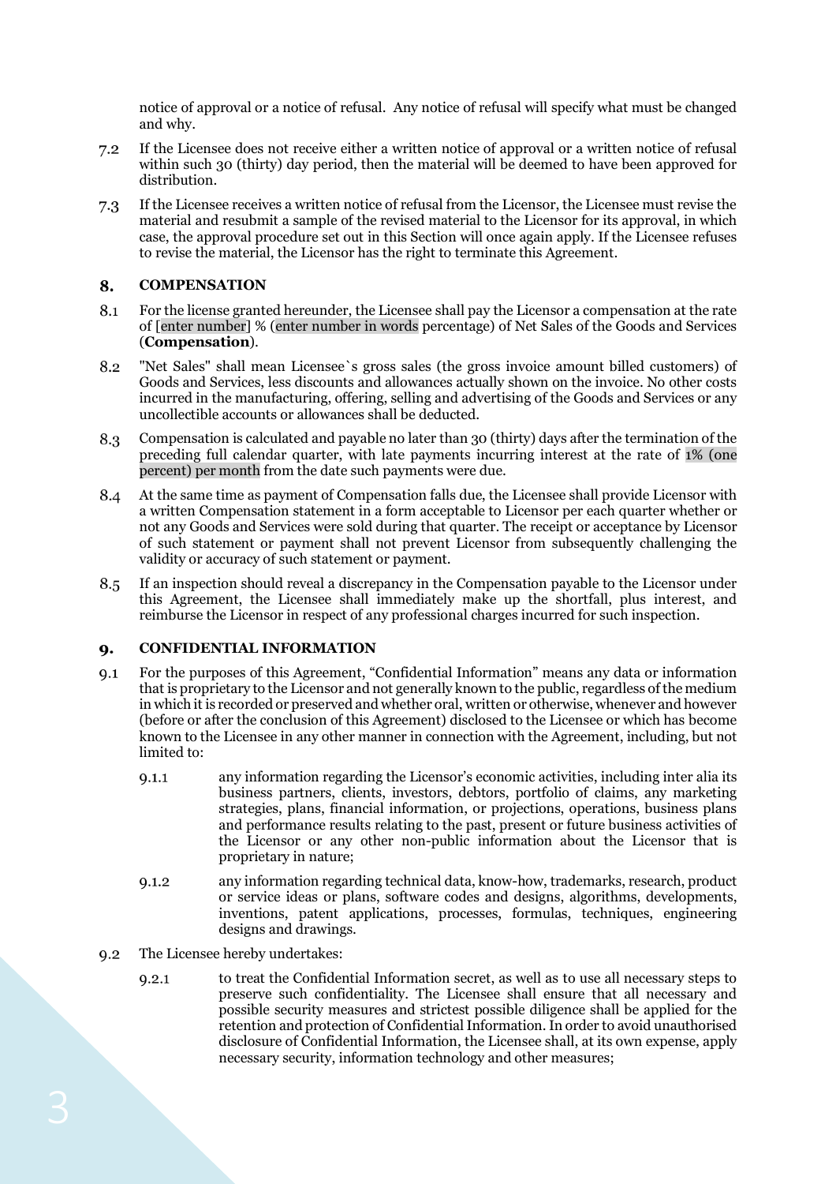notice of approval or a notice of refusal. Any notice of refusal will specify what must be changed and why.

7.2 If the Licensee does not receive either a written notice of approval or a written notice of refusal within such 30 (thirty) day period, then the material will be deemed to have been approved for distribution.

7.3 If the Licensee receives a written notice of refusal from the Licensor, the Licensee must revise the material and resubmit a sample of the revised material to the Licensor for its approval, in which case, the approval procedure set out in this Section will once again apply. If the Licensee refuses to revise the material, the Licensor has the right to terminate this Agreement.

## 8. COMPENSATION

8.1 For the license granted hereunder, the Licensee shall pay the Licensor a compensation at the rate of [enter number] % (enter number in words percentage) of Net Sales of the Goods and Services (**Compensation**).

8.2 "Net Sales" shall mean Licensee`s gross sales (the gross invoice amount billed customers) of Goods and Services, less discounts and allowances actually shown on the invoice. No other costs incurred in the manufacturing, offering, selling and advertising of the Goods and Services or any uncollectible accounts or allowances shall be deducted.

8.3 Compensation is calculated and payable no later than 30 (thirty) days after the termination of the preceding full calendar quarter, with late payments incurring interest at the rate of 1% (one percent) per month from the date such payments were due.

8.4 At the same time as payment of Compensation falls due, the Licensee shall provide Licensor with a written Compensation statement in a form acceptable to Licensor per each quarter whether or not any Goods and Services were sold during that quarter. The receipt or acceptance by Licensor of such statement or payment shall not prevent Licensor from subsequently challenging the validity or accuracy of such statement or payment.

8.5 If an inspection should reveal a discrepancy in the Compensation payable to the Licensor under this Agreement, the Licensee shall immediately make up the shortfall, plus interest, and reimburse the Licensor in respect of any professional charges incurred for such inspection.

## 9. CONFIDENTIAL INFORMATION

9.1 For the purposes of this Agreement, “Confidential Information” means any data or information that is proprietary to the Licensor and not generally known to the public, regardless of the medium in which it is recorded or preserved and whether oral, written or otherwise, whenever and however (before or after the conclusion of this Agreement) disclosed to the Licensee or which has become known to the Licensee in any other manner in connection with the Agreement, including, but not limited to:

9.1.1 any information regarding the Licensor’s economic activities, including inter alia its business partners, clients, investors, debtors, portfolio of claims, any marketing strategies, plans, financial information, or projections, operations, business plans and performance results relating to the past, present or future business activities of the Licensor or any other non-public information about the Licensor that is proprietary in nature;

9.1.2 any information regarding technical data, know-how, trademarks, research, product or service ideas or plans, software codes and designs, algorithms, developments, inventions, patent applications, processes, formulas, techniques, engineering designs and drawings.

9.2 The Licensee hereby undertakes:

9.2.1 to treat the Confidential Information secret, as well as to use all necessary steps to preserve such confidentiality. The Licensee shall ensure that all necessary and possible security measures and strictest possible diligence shall be applied for the retention and protection of Confidential Information. In order to avoid unauthorised disclosure of Confidential Information, the Licensee shall, at its own expense, apply necessary security, information technology and other measures;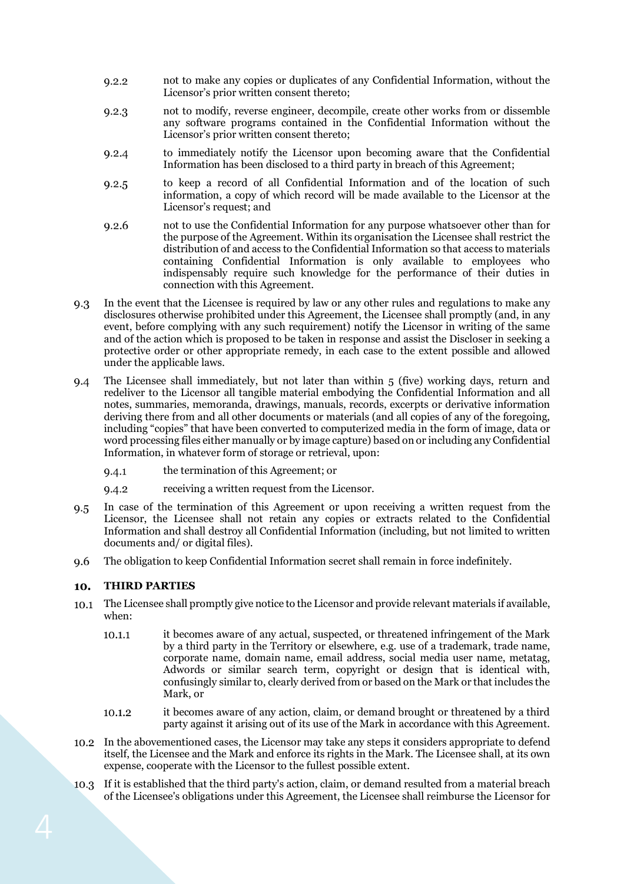9.2.2 not to make any copies or duplicates of any Confidential Information, without the Licensor's prior written consent thereto;

9.2.3 not to modify, reverse engineer, decompile, create other works from or dissemble any software programs contained in the Confidential Information without the Licensor's prior written consent thereto;

9.2.4 to immediately notify the Licensor upon becoming aware that the Confidential Information has been disclosed to a third party in breach of this Agreement;

9.2.5 to keep a record of all Confidential Information and of the location of such information, a copy of which record will be made available to the Licensor at the Licensor's request; and

9.2.6 not to use the Confidential Information for any purpose whatsoever other than for the purpose of the Agreement. Within its organisation the Licensee shall restrict the distribution of and access to the Confidential Information so that access to materials containing Confidential Information is only available to employees who indispensably require such knowledge for the performance of their duties in connection with this Agreement.

9.3 In the event that the Licensee is required by law or any other rules and regulations to make any disclosures otherwise prohibited under this Agreement, the Licensee shall promptly (and, in any event, before complying with any such requirement) notify the Licensor in writing of the same and of the action which is proposed to be taken in response and assist the Discloser in seeking a protective order or other appropriate remedy, in each case to the extent possible and allowed under the applicable laws.

9.4 The Licensee shall immediately, but not later than within 5 (five) working days, return and redeliver to the Licensor all tangible material embodying the Confidential Information and all notes, summaries, memoranda, drawings, manuals, records, excerpts or derivative information deriving there from and all other documents or materials (and all copies of any of the foregoing, including "copies" that have been converted to computerized media in the form of image, data or word processing files either manually or by image capture) based on or including any Confidential Information, in whatever form of storage or retrieval, upon:

9.4.1 the termination of this Agreement; or

9.4.2 receiving a written request from the Licensor.

9.5 In case of the termination of this Agreement or upon receiving a written request from the Licensor, the Licensee shall not retain any copies or extracts related to the Confidential Information and shall destroy all Confidential Information (including, but not limited to written documents and/ or digital files).

9.6 The obligation to keep Confidential Information secret shall remain in force indefinitely.

## 10. THIRD PARTIES

10.1 The Licensee shall promptly give notice to the Licensor and provide relevant materials if available, when:

10.1.1 it becomes aware of any actual, suspected, or threatened infringement of the Mark by a third party in the Territory or elsewhere, e.g. use of a trademark, trade name, corporate name, domain name, email address, social media user name, metatag, Adwords or similar search term, copyright or design that is identical with, confusingly similar to, clearly derived from or based on the Mark or that includes the Mark, or

10.1.2 it becomes aware of any action, claim, or demand brought or threatened by a third party against it arising out of its use of the Mark in accordance with this Agreement.

10.2 In the abovementioned cases, the Licensor may take any steps it considers appropriate to defend itself, the Licensee and the Mark and enforce its rights in the Mark. The Licensee shall, at its own expense, cooperate with the Licensor to the fullest possible extent.

10.3 If it is established that the third party's action, claim, or demand resulted from a material breach of the Licensee's obligations under this Agreement, the Licensee shall reimburse the Licensor for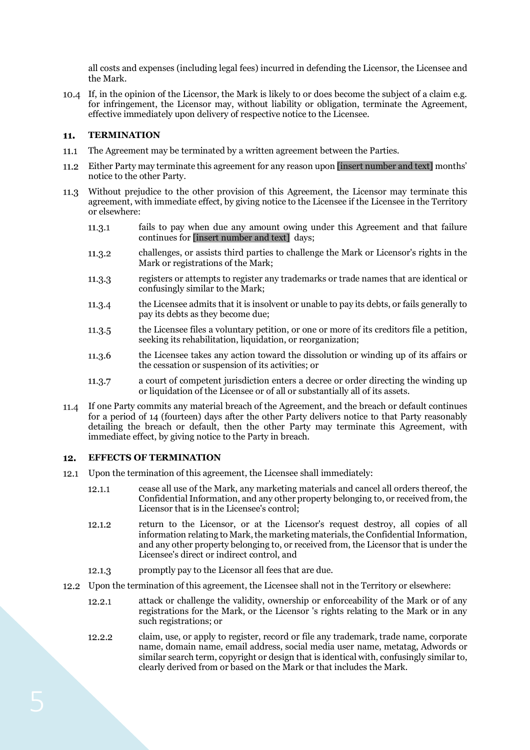all costs and expenses (including legal fees) incurred in defending the Licensor, the Licensee and the Mark.

10.4 If, in the opinion of the Licensor, the Mark is likely to or does become the subject of a claim e.g. for infringement, the Licensor may, without liability or obligation, terminate the Agreement, effective immediately upon delivery of respective notice to the Licensee.

## 11. TERMINATION

11.1 The Agreement may be terminated by a written agreement between the Parties.

11.2 Either Party may terminate this agreement for any reason upon [insert number and text] months' notice to the other Party.

11.3 Without prejudice to the other provision of this Agreement, the Licensor may terminate this agreement, with immediate effect, by giving notice to the Licensee if the Licensee in the Territory or elsewhere:

11.3.1 fails to pay when due any amount owing under this Agreement and that failure continues for [insert number and text] days;

11.3.2 challenges, or assists third parties to challenge the Mark or Licensor's rights in the Mark or registrations of the Mark;

11.3.3 registers or attempts to register any trademarks or trade names that are identical or confusingly similar to the Mark;

11.3.4 the Licensee admits that it is insolvent or unable to pay its debts, or fails generally to pay its debts as they become due;

11.3.5 the Licensee files a voluntary petition, or one or more of its creditors file a petition, seeking its rehabilitation, liquidation, or reorganization;

11.3.6 the Licensee takes any action toward the dissolution or winding up of its affairs or the cessation or suspension of its activities; or

11.3.7 a court of competent jurisdiction enters a decree or order directing the winding up or liquidation of the Licensee or of all or substantially all of its assets.

11.4 If one Party commits any material breach of the Agreement, and the breach or default continues for a period of 14 (fourteen) days after the other Party delivers notice to that Party reasonably detailing the breach or default, then the other Party may terminate this Agreement, with immediate effect, by giving notice to the Party in breach.

## 12. EFFECTS OF TERMINATION

12.1 Upon the termination of this agreement, the Licensee shall immediately:

12.1.1 cease all use of the Mark, any marketing materials and cancel all orders thereof, the Confidential Information, and any other property belonging to, or received from, the Licensor that is in the Licensee's control;

12.1.2 return to the Licensor, or at the Licensor's request destroy, all copies of all information relating to Mark, the marketing materials, the Confidential Information, and any other property belonging to, or received from, the Licensor that is under the Licensee's direct or indirect control, and

12.1.3 promptly pay to the Licensor all fees that are due.

12.2 Upon the termination of this agreement, the Licensee shall not in the Territory or elsewhere:

12.2.1 attack or challenge the validity, ownership or enforceability of the Mark or of any registrations for the Mark, or the Licensor 's rights relating to the Mark or in any such registrations; or

12.2.2 claim, use, or apply to register, record or file any trademark, trade name, corporate name, domain name, email address, social media user name, metatag, Adwords or similar search term, copyright or design that is identical with, confusingly similar to, clearly derived from or based on the Mark or that includes the Mark.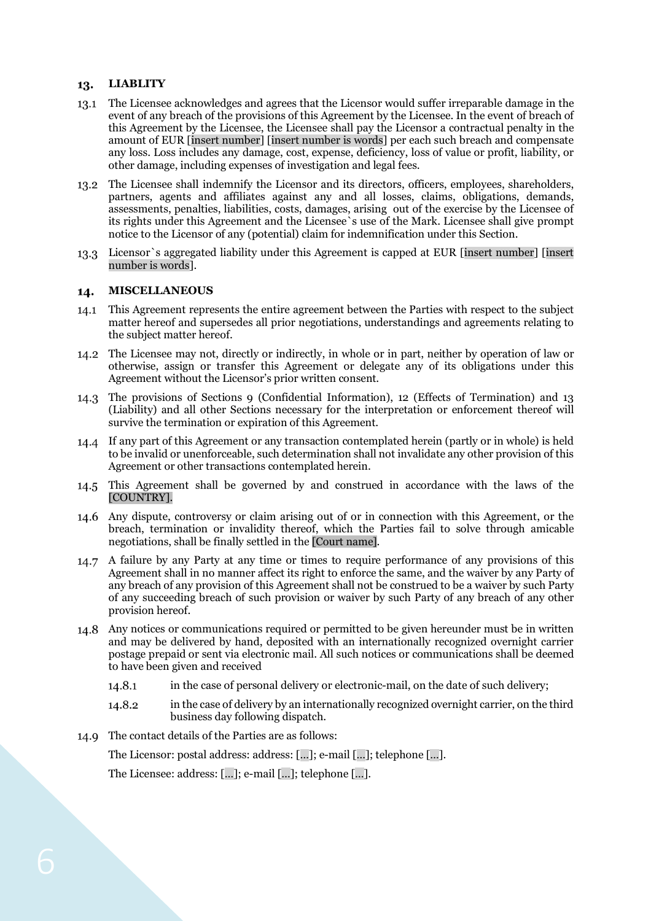## 13. LIABLITY

13.1 The Licensee acknowledges and agrees that the Licensor would suffer irreparable damage in the event of any breach of the provisions of this Agreement by the Licensee. In the event of breach of this Agreement by the Licensee, the Licensee shall pay the Licensor a contractual penalty in the amount of EUR [insert number] [insert number is words] per each such breach and compensate any loss. Loss includes any damage, cost, expense, deficiency, loss of value or profit, liability, or other damage, including expenses of investigation and legal fees.

13.2 The Licensee shall indemnify the Licensor and its directors, officers, employees, shareholders, partners, agents and affiliates against any and all losses, claims, obligations, demands, assessments, penalties, liabilities, costs, damages, arising out of the exercise by the Licensee of its rights under this Agreement and the Licensee`s use of the Mark. Licensee shall give prompt notice to the Licensor of any (potential) claim for indemnification under this Section.

13.3 Licensor`s aggregated liability under this Agreement is capped at EUR [insert number] [insert number is words].

## 14. MISCELLANEOUS

14.1 This Agreement represents the entire agreement between the Parties with respect to the subject matter hereof and supersedes all prior negotiations, understandings and agreements relating to the subject matter hereof.

14.2 The Licensee may not, directly or indirectly, in whole or in part, neither by operation of law or otherwise, assign or transfer this Agreement or delegate any of its obligations under this Agreement without the Licensor's prior written consent.

14.3 The provisions of Sections 9 (Confidential Information), 12 (Effects of Termination) and 13 (Liability) and all other Sections necessary for the interpretation or enforcement thereof will survive the termination or expiration of this Agreement.

14.4 If any part of this Agreement or any transaction contemplated herein (partly or in whole) is held to be invalid or unenforceable, such determination shall not invalidate any other provision of this Agreement or other transactions contemplated herein.

14.5 This Agreement shall be governed by and construed in accordance with the laws of the [COUNTRY].

14.6 Any dispute, controversy or claim arising out of or in connection with this Agreement, or the breach, termination or invalidity thereof, which the Parties fail to solve through amicable negotiations, shall be finally settled in the [Court name].

14.7 A failure by any Party at any time or times to require performance of any provisions of this Agreement shall in no manner affect its right to enforce the same, and the waiver by any Party of any breach of any provision of this Agreement shall not be construed to be a waiver by such Party of any succeeding breach of such provision or waiver by such Party of any breach of any other provision hereof.

14.8 Any notices or communications required or permitted to be given hereunder must be in written and may be delivered by hand, deposited with an internationally recognized overnight carrier postage prepaid or sent via electronic mail. All such notices or communications shall be deemed to have been given and received

14.8.1 in the case of personal delivery or electronic-mail, on the date of such delivery;

14.8.2 in the case of delivery by an internationally recognized overnight carrier, on the third business day following dispatch.

14.9 The contact details of the Parties are as follows:

The Licensor: postal address: address: [...]; e-mail [...]; telephone [...].

The Licensee: address: [...]; e-mail [...]; telephone [...].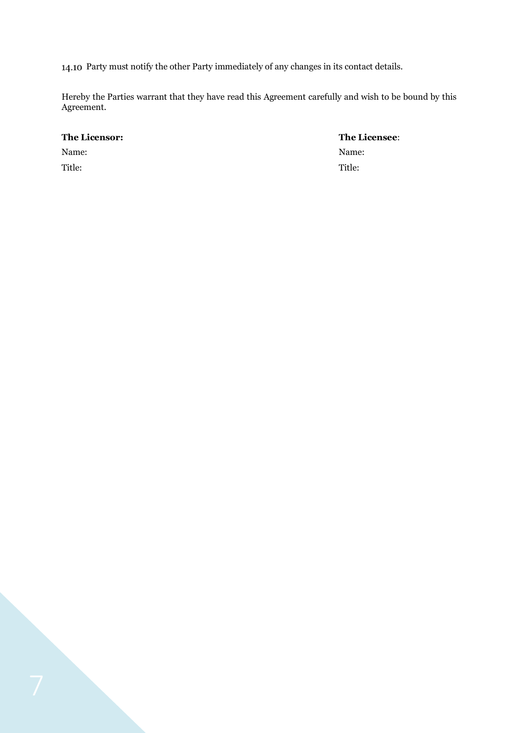14.10 Party must notify the other Party immediately of any changes in its contact details.

Hereby the Parties warrant that they have read this Agreement carefully and wish to be bound by this Agreement.

**The Licensor:**

Name:

Title:

**The Licensee**:

Name:

Title: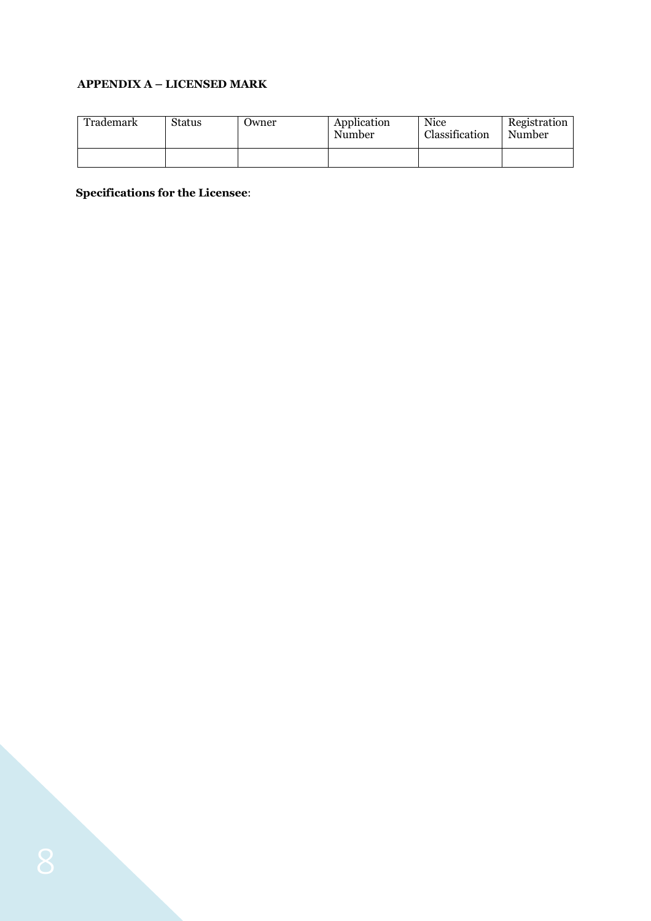**APPENDIX A – LICENSED MARK**

| Trademark | Status | Owner | Application Number | Nice Classification | Registration Number |
|---|---|---|---|---|---|
| | | | | | |

**Specifications for the Licensee**: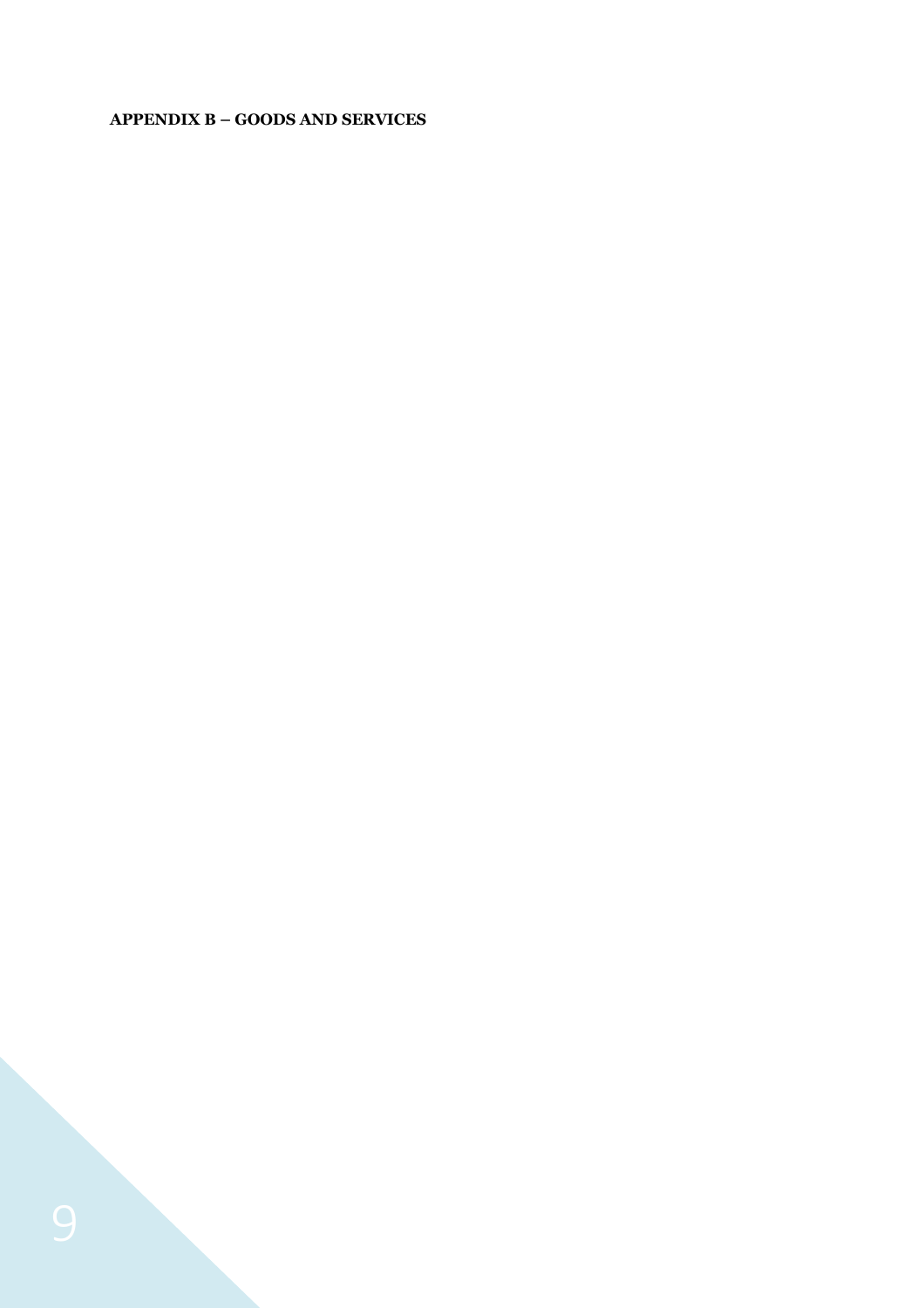**APPENDIX B – GOODS AND SERVICES**